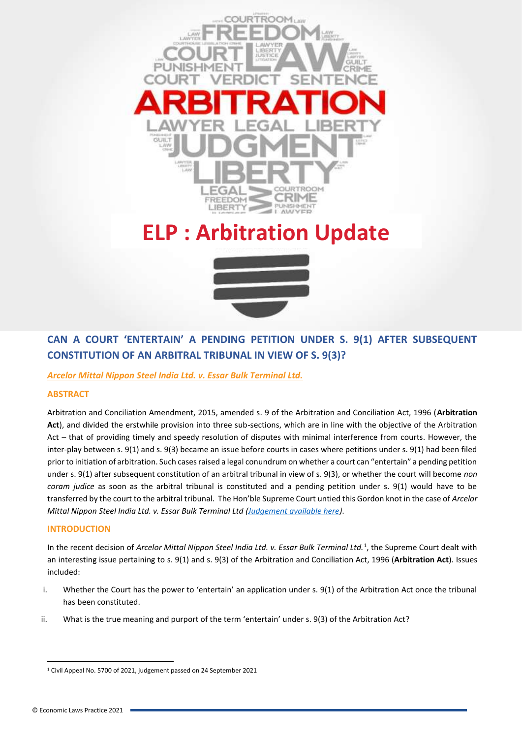# ELP : Arbitration Update

## CAN A COURT 'ENTERTAIN' A PENDING PETITION UNDER S. 9(1) AFTER SUBSEQUENT CONSTITUTION OF AN ARBITRAL TRIBUNAL IN VIEW OF S. 9(3)?

*Arcelor Mittal Nippon Steel India Ltd. v. Essar Bulk Terminal Ltd.*

### ABSTRACT

Arbitration and Conciliation Amendment, 2015, amended s. 9 of the Arbitration and Conciliation Act, 1996 (**Arbitration Act**), and divided the erstwhile provision into three sub-sections, which are in line with the objective of the Arbitration Act – that of providing timely and speedy resolution of disputes with minimal interference from courts. However, the inter-play between s. 9(1) and s. 9(3) became an issue before courts in cases where petitions under s. 9(1) had been filed prior to initiation of arbitration. Such cases raised a legal conundrum on whether a court can "entertain" a pending petition under s. 9(1) after subsequent constitution of an arbitral tribunal in view of s. 9(3), or whether the court will become *non coram judice* as soon as the arbitral tribunal is constituted and a pending petition under s. 9(1) would have to be transferred by the court to the arbitral tribunal. The Hon'ble Supreme Court untied this Gordon knot in the case of *Arcelor Mittal Nippon Steel India Ltd. v. Essar Bulk Terminal Ltd* (Judgement available here).

### INTRODUCTION

In the recent decision of *Arcelor Mittal Nippon Steel India Ltd. v. Essar Bulk Terminal Ltd.*[1], the Supreme Court dealt with an interesting issue pertaining to s. 9(1) and s. 9(3) of the Arbitration and Conciliation Act, 1996 (**Arbitration Act**). Issues included:

i. Whether the Court has the power to 'entertain' an application under s. 9(1) of the Arbitration Act once the tribunal has been constituted.

ii. What is the true meaning and purport of the term 'entertain' under s. 9(3) of the Arbitration Act?

---

[1] Civil Appeal No. 5700 of 2021, judgement passed on 24 September 2021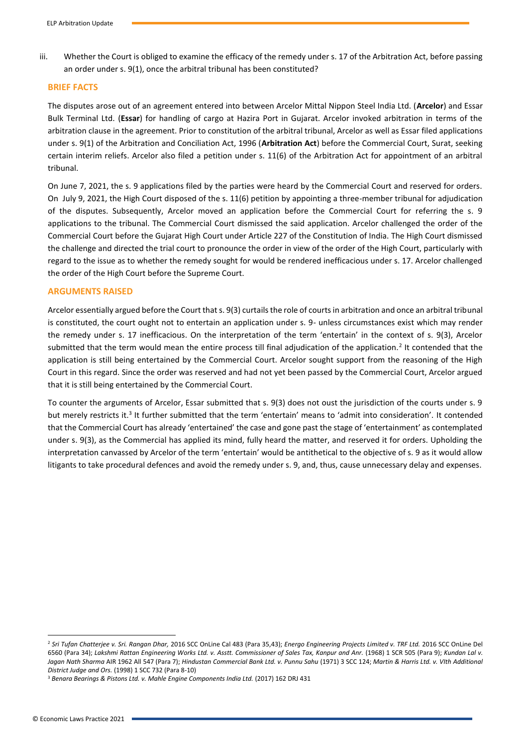iii. Whether the Court is obliged to examine the efficacy of the remedy under s. 17 of the Arbitration Act, before passing an order under s. 9(1), once the arbitral tribunal has been constituted?

### BRIEF FACTS

The disputes arose out of an agreement entered into between Arcelor Mittal Nippon Steel India Ltd. (**Arcelor**) and Essar Bulk Terminal Ltd. (**Essar**) for handling of cargo at Hazira Port in Gujarat. Arcelor invoked arbitration in terms of the arbitration clause in the agreement. Prior to constitution of the arbitral tribunal, Arcelor as well as Essar filed applications under s. 9(1) of the Arbitration and Conciliation Act, 1996 (**Arbitration Act**) before the Commercial Court, Surat, seeking certain interim reliefs. Arcelor also filed a petition under s. 11(6) of the Arbitration Act for appointment of an arbitral tribunal.

On June 7, 2021, the s. 9 applications filed by the parties were heard by the Commercial Court and reserved for orders. On July 9, 2021, the High Court disposed of the s. 11(6) petition by appointing a three-member tribunal for adjudication of the disputes. Subsequently, Arcelor moved an application before the Commercial Court for referring the s. 9 applications to the tribunal. The Commercial Court dismissed the said application. Arcelor challenged the order of the Commercial Court before the Gujarat High Court under Article 227 of the Constitution of India. The High Court dismissed the challenge and directed the trial court to pronounce the order in view of the order of the High Court, particularly with regard to the issue as to whether the remedy sought for would be rendered inefficacious under s. 17. Arcelor challenged the order of the High Court before the Supreme Court.

### ARGUMENTS RAISED

Arcelor essentially argued before the Court that s. 9(3) curtails the role of courts in arbitration and once an arbitral tribunal is constituted, the court ought not to entertain an application under s. 9- unless circumstances exist which may render the remedy under s. 17 inefficacious. On the interpretation of the term 'entertain' in the context of s. 9(3), Arcelor submitted that the term would mean the entire process till final adjudication of the application.[2] It contended that the application is still being entertained by the Commercial Court. Arcelor sought support from the reasoning of the High Court in this regard. Since the order was reserved and had not yet been passed by the Commercial Court, Arcelor argued that it is still being entertained by the Commercial Court.

To counter the arguments of Arcelor, Essar submitted that s. 9(3) does not oust the jurisdiction of the courts under s. 9 but merely restricts it.[3] It further submitted that the term 'entertain' means to 'admit into consideration'. It contended that the Commercial Court has already 'entertained' the case and gone past the stage of 'entertainment' as contemplated under s. 9(3), as the Commercial has applied its mind, fully heard the matter, and reserved it for orders. Upholding the interpretation canvassed by Arcelor of the term 'entertain' would be antithetical to the objective of s. 9 as it would allow litigants to take procedural defences and avoid the remedy under s. 9, and, thus, cause unnecessary delay and expenses.

---

[2] *Sri Tufan Chatterjee v. Sri. Rangan Dhar,* 2016 SCC OnLine Cal 483 (Para 35,43); *Energo Engineering Projects Limited v. TRF Ltd.* 2016 SCC OnLine Del 6560 (Para 34); *Lakshmi Rattan Engineering Works Ltd. v. Asstt. Commissioner of Sales Tax, Kanpur and Anr.* (1968) 1 SCR 505 (Para 9); *Kundan Lal v. Jagan Nath Sharma* AIR 1962 All 547 (Para 7); *Hindustan Commercial Bank Ltd. v. Punnu Sahu* (1971) 3 SCC 124; *Martin & Harris Ltd. v. VIth Additional District Judge and Ors.* (1998) 1 SCC 732 (Para 8-10)

[3] *Benara Bearings & Pistons Ltd. v. Mahle Engine Components India Ltd.* (2017) 162 DRJ 431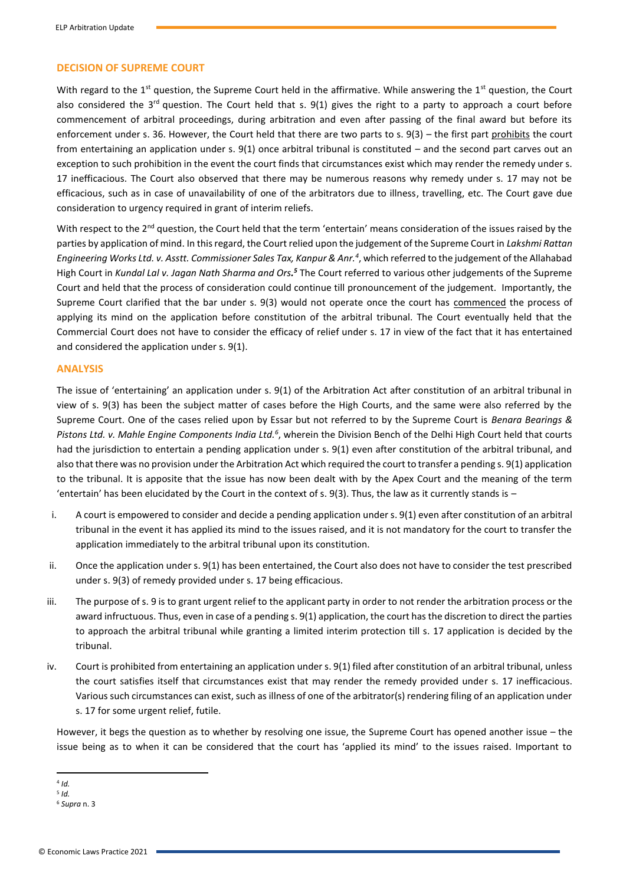### DECISION OF SUPREME COURT

With regard to the 1st question, the Supreme Court held in the affirmative. While answering the 1st question, the Court also considered the 3rd question. The Court held that s. 9(1) gives the right to a party to approach a court before commencement of arbitral proceedings, during arbitration and even after passing of the final award but before its enforcement under s. 36. However, the Court held that there are two parts to s. 9(3) – the first part prohibits the court from entertaining an application under s. 9(1) once arbitral tribunal is constituted – and the second part carves out an exception to such prohibition in the event the court finds that circumstances exist which may render the remedy under s. 17 inefficacious. The Court also observed that there may be numerous reasons why remedy under s. 17 may not be efficacious, such as in case of unavailability of one of the arbitrators due to illness, travelling, etc. The Court gave due consideration to urgency required in grant of interim reliefs.

With respect to the 2nd question, the Court held that the term 'entertain' means consideration of the issues raised by the parties by application of mind. In this regard, the Court relied upon the judgement of the Supreme Court in *Lakshmi Rattan Engineering Works Ltd. v. Asstt. Commissioner Sales Tax, Kanpur & Anr.*[4], which referred to the judgement of the Allahabad High Court in *Kundal Lal v. Jagan Nath Sharma and Ors.*[5] The Court referred to various other judgements of the Supreme Court and held that the process of consideration could continue till pronouncement of the judgement. Importantly, the Supreme Court clarified that the bar under s. 9(3) would not operate once the court has commenced the process of applying its mind on the application before constitution of the arbitral tribunal. The Court eventually held that the Commercial Court does not have to consider the efficacy of relief under s. 17 in view of the fact that it has entertained and considered the application under s. 9(1).

### ANALYSIS

The issue of 'entertaining' an application under s. 9(1) of the Arbitration Act after constitution of an arbitral tribunal in view of s. 9(3) has been the subject matter of cases before the High Courts, and the same were also referred by the Supreme Court. One of the cases relied upon by Essar but not referred to by the Supreme Court is *Benara Bearings & Pistons Ltd. v. Mahle Engine Components India Ltd.*[6], wherein the Division Bench of the Delhi High Court held that courts had the jurisdiction to entertain a pending application under s. 9(1) even after constitution of the arbitral tribunal, and also that there was no provision under the Arbitration Act which required the court to transfer a pending s. 9(1) application to the tribunal. It is apposite that the issue has now been dealt with by the Apex Court and the meaning of the term 'entertain' has been elucidated by the Court in the context of s. 9(3). Thus, the law as it currently stands is –

i. A court is empowered to consider and decide a pending application under s. 9(1) even after constitution of an arbitral tribunal in the event it has applied its mind to the issues raised, and it is not mandatory for the court to transfer the application immediately to the arbitral tribunal upon its constitution.

ii. Once the application under s. 9(1) has been entertained, the Court also does not have to consider the test prescribed under s. 9(3) of remedy provided under s. 17 being efficacious.

iii. The purpose of s. 9 is to grant urgent relief to the applicant party in order to not render the arbitration process or the award infructuous. Thus, even in case of a pending s. 9(1) application, the court has the discretion to direct the parties to approach the arbitral tribunal while granting a limited interim protection till s. 17 application is decided by the tribunal.

iv. Court is prohibited from entertaining an application under s. 9(1) filed after constitution of an arbitral tribunal, unless the court satisfies itself that circumstances exist that may render the remedy provided under s. 17 inefficacious. Various such circumstances can exist, such as illness of one of the arbitrator(s) rendering filing of an application under s. 17 for some urgent relief, futile.

However, it begs the question as to whether by resolving one issue, the Supreme Court has opened another issue – the issue being as to when it can be considered that the court has 'applied its mind' to the issues raised. Important to

[4] *Id.*

[5] *Id.*

[6] *Supra* n. 3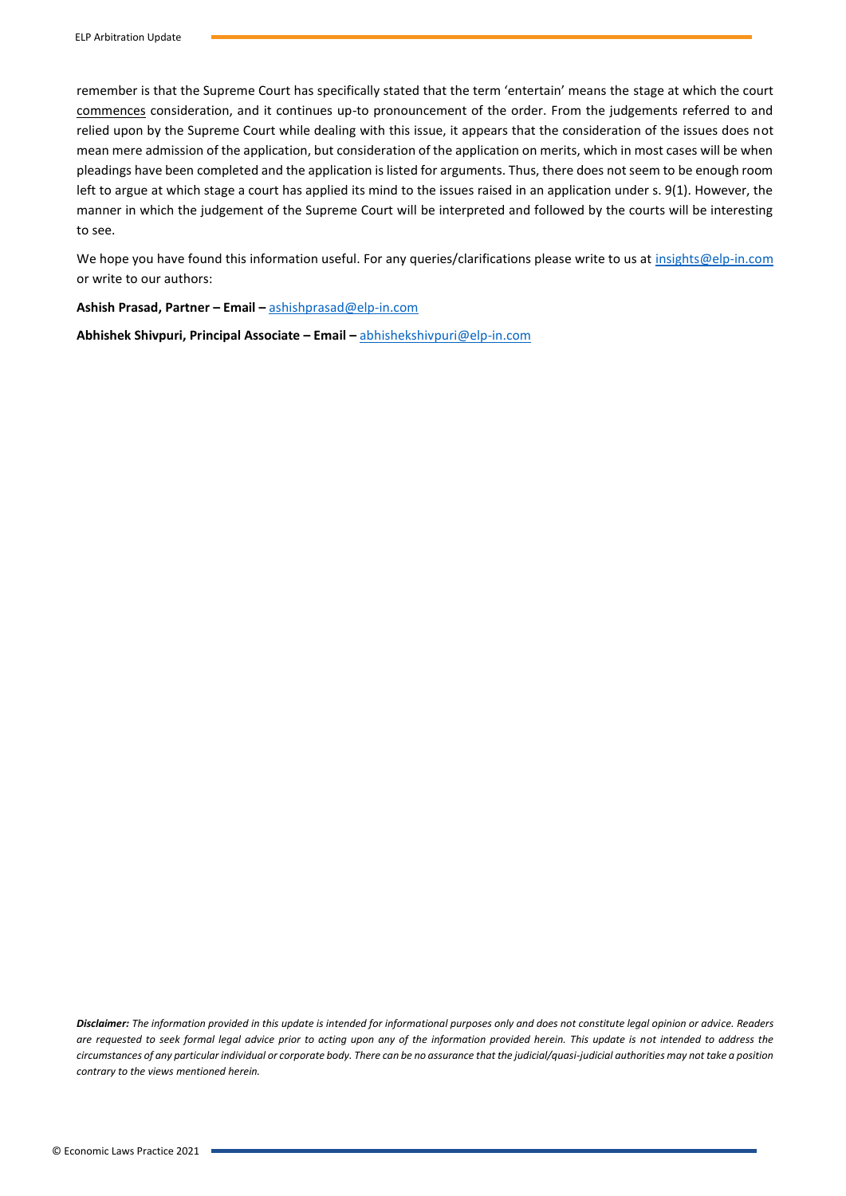remember is that the Supreme Court has specifically stated that the term 'entertain' means the stage at which the court commences consideration, and it continues up-to pronouncement of the order. From the judgements referred to and relied upon by the Supreme Court while dealing with this issue, it appears that the consideration of the issues does not mean mere admission of the application, but consideration of the application on merits, which in most cases will be when pleadings have been completed and the application is listed for arguments. Thus, there does not seem to be enough room left to argue at which stage a court has applied its mind to the issues raised in an application under s. 9(1). However, the manner in which the judgement of the Supreme Court will be interpreted and followed by the courts will be interesting to see.

We hope you have found this information useful. For any queries/clarifications please write to us at insights@elp-in.com or write to our authors:

**Ashish Prasad, Partner – Email –** ashishprasad@elp-in.com

**Abhishek Shivpuri, Principal Associate – Email –** abhishekshivpuri@elp-in.com

***Disclaimer:*** *The information provided in this update is intended for informational purposes only and does not constitute legal opinion or advice. Readers are requested to seek formal legal advice prior to acting upon any of the information provided herein. This update is not intended to address the circumstances of any particular individual or corporate body. There can be no assurance that the judicial/quasi-judicial authorities may not take a position contrary to the views mentioned herein.*

© Economic Laws Practice 2021